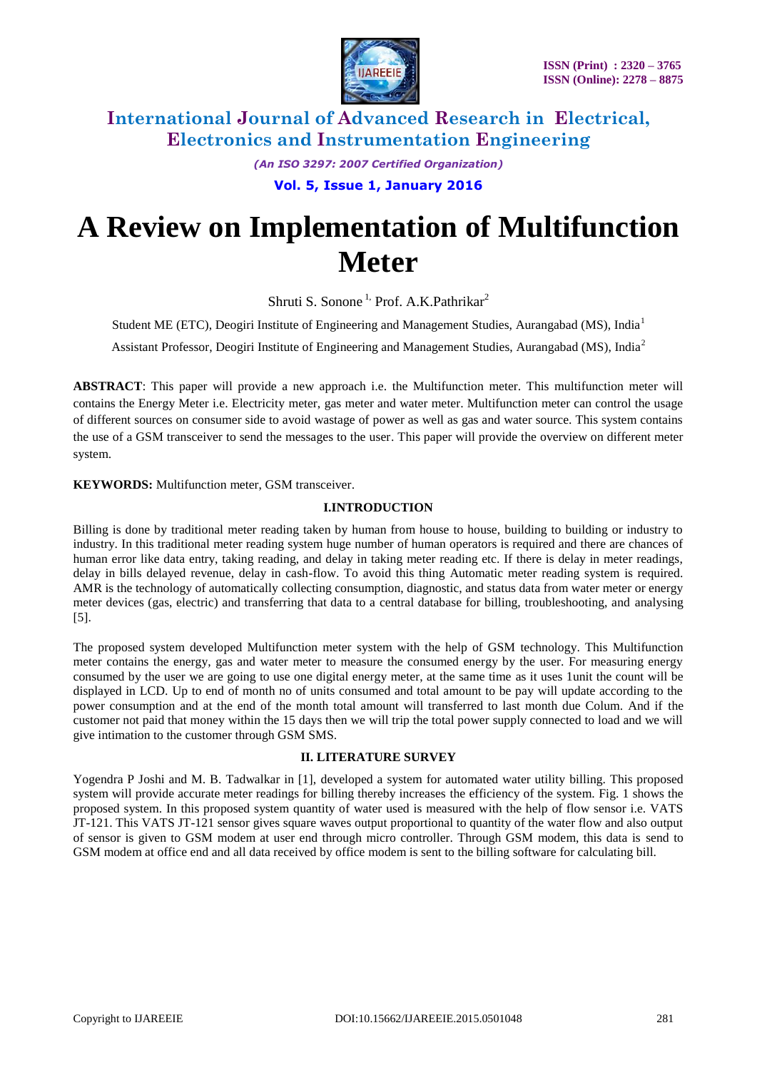# A Review on Implementation of Multifunction Meter

Shruti S. Sonone [1], Prof. A.K.Pathrikar [2]

Student ME (ETC), Deogiri Institute of Engineering and Management Studies, Aurangabad (MS), India [1]

Assistant Professor, Deogiri Institute of Engineering and Management Studies, Aurangabad (MS), India [2]

**ABSTRACT**: This paper will provide a new approach i.e. the Multifunction meter. This multifunction meter will contains the Energy Meter i.e. Electricity meter, gas meter and water meter. Multifunction meter can control the usage of different sources on consumer side to avoid wastage of power as well as gas and water source. This system contains the use of a GSM transceiver to send the messages to the user. This paper will provide the overview on different meter system.

**KEYWORDS:** Multifunction meter, GSM transceiver.

## I.INTRODUCTION

Billing is done by traditional meter reading taken by human from house to house, building to building or industry to industry. In this traditional meter reading system huge number of human operators is required and there are chances of human error like data entry, taking reading, and delay in taking meter reading etc. If there is delay in meter readings, delay in bills delayed revenue, delay in cash-flow. To avoid this thing Automatic meter reading system is required. AMR is the technology of automatically collecting consumption, diagnostic, and status data from water meter or energy meter devices (gas, electric) and transferring that data to a central database for billing, troubleshooting, and analysing [5].

The proposed system developed Multifunction meter system with the help of GSM technology. This Multifunction meter contains the energy, gas and water meter to measure the consumed energy by the user. For measuring energy consumed by the user we are going to use one digital energy meter, at the same time as it uses 1unit the count will be displayed in LCD. Up to end of month no of units consumed and total amount to be pay will update according to the power consumption and at the end of the month total amount will transferred to last month due Colum. And if the customer not paid that money within the 15 days then we will trip the total power supply connected to load and we will give intimation to the customer through GSM SMS.

## II. LITERATURE SURVEY

Yogendra P Joshi and M. B. Tadwalkar in [1], developed a system for automated water utility billing. This proposed system will provide accurate meter readings for billing thereby increases the efficiency of the system. Fig. 1 shows the proposed system. In this proposed system quantity of water used is measured with the help of flow sensor i.e. VATS JT-121. This VATS JT-121 sensor gives square waves output proportional to quantity of the water flow and also output of sensor is given to GSM modem at user end through micro controller. Through GSM modem, this data is send to GSM modem at office end and all data received by office modem is sent to the billing software for calculating bill.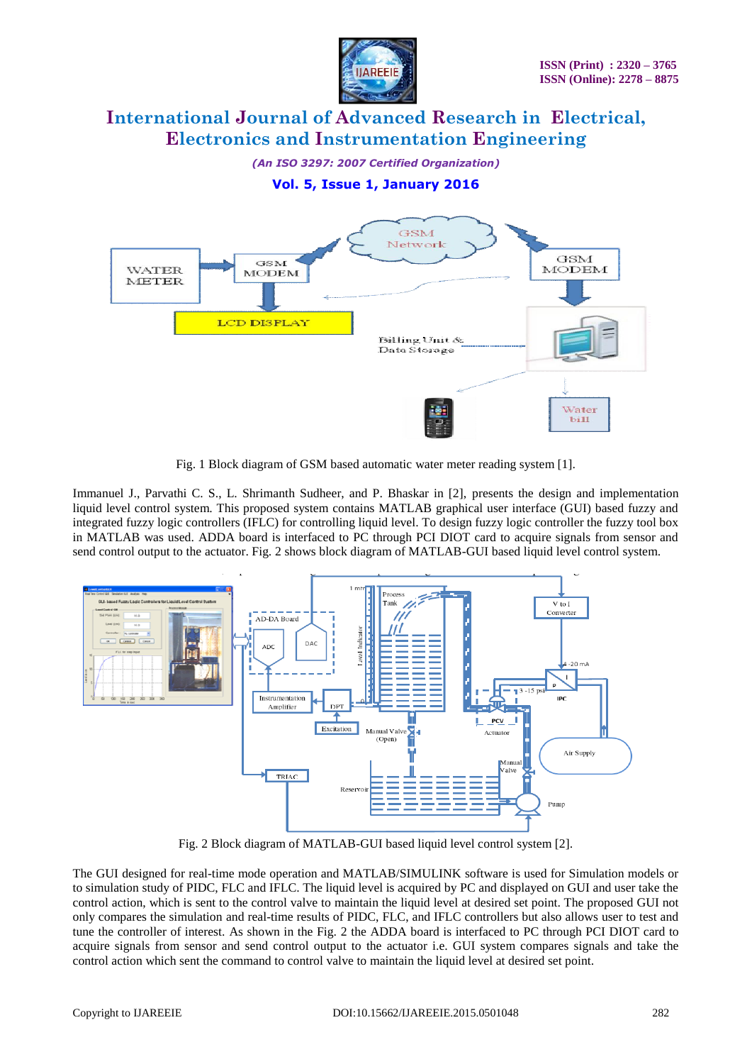Fig. 1 Block diagram of GSM based automatic water meter reading system [1].

Immanuel J., Parvathi C. S., L. Shrimanth Sudheer, and P. Bhaskar in [2], presents the design and implementation liquid level control system. This proposed system contains MATLAB graphical user interface (GUI) based fuzzy and integrated fuzzy logic controllers (IFLC) for controlling liquid level. To design fuzzy logic controller the fuzzy tool box in MATLAB was used. ADDA board is interfaced to PC through PCI DIOT card to acquire signals from sensor and send control output to the actuator. Fig. 2 shows block diagram of MATLAB-GUI based liquid level control system.

Fig. 2 Block diagram of MATLAB-GUI based liquid level control system [2].

The GUI designed for real-time mode operation and MATLAB/SIMULINK software is used for Simulation models or to simulation study of PIDC, FLC and IFLC. The liquid level is acquired by PC and displayed on GUI and user take the control action, which is sent to the control valve to maintain the liquid level at desired set point. The proposed GUI not only compares the simulation and real-time results of PIDC, FLC, and IFLC controllers but also allows user to test and tune the controller of interest. As shown in the Fig. 2 the ADDA board is interfaced to PC through PCI DIOT card to acquire signals from sensor and send control output to the actuator i.e. GUI system compares signals and take the control action which sent the command to control valve to maintain the liquid level at desired set point.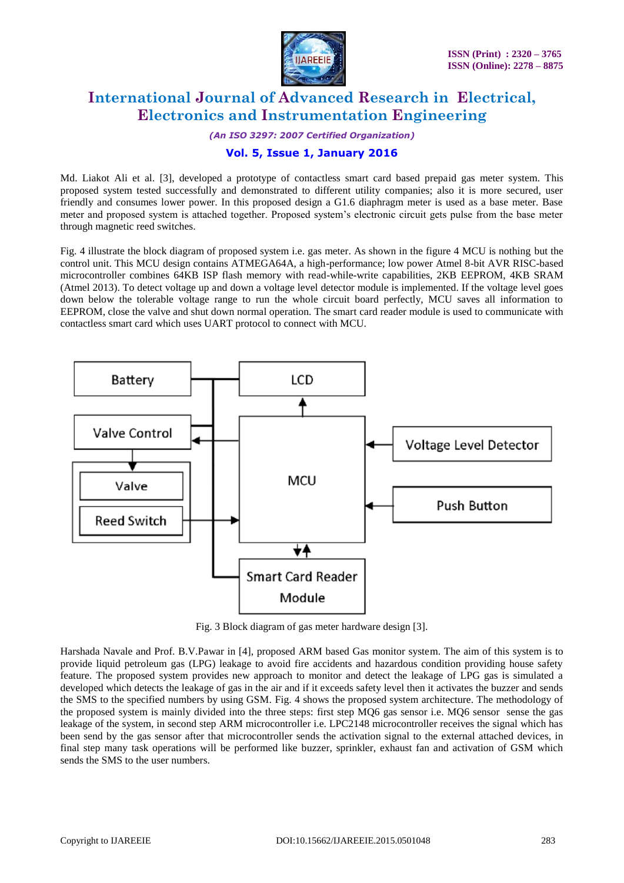Md. Liakot Ali et al. [3], developed a prototype of contactless smart card based prepaid gas meter system. This proposed system tested successfully and demonstrated to different utility companies; also it is more secured, user friendly and consumes lower power. In this proposed design a G1.6 diaphragm meter is used as a base meter. Base meter and proposed system is attached together. Proposed system's electronic circuit gets pulse from the base meter through magnetic reed switches.

Fig. 4 illustrate the block diagram of proposed system i.e. gas meter. As shown in the figure 4 MCU is nothing but the control unit. This MCU design contains ATMEGA64A, a high-performance; low power Atmel 8-bit AVR RISC-based microcontroller combines 64KB ISP flash memory with read-while-write capabilities, 2KB EEPROM, 4KB SRAM (Atmel 2013). To detect voltage up and down a voltage level detector module is implemented. If the voltage level goes down below the tolerable voltage range to run the whole circuit board perfectly, MCU saves all information to EEPROM, close the valve and shut down normal operation. The smart card reader module is used to communicate with contactless smart card which uses UART protocol to connect with MCU.

Fig. 3 Block diagram of gas meter hardware design [3].

Harshada Navale and Prof. B.V.Pawar in [4], proposed ARM based Gas monitor system. The aim of this system is to provide liquid petroleum gas (LPG) leakage to avoid fire accidents and hazardous condition providing house safety feature. The proposed system provides new approach to monitor and detect the leakage of LPG gas is simulated a developed which detects the leakage of gas in the air and if it exceeds safety level then it activates the buzzer and sends the SMS to the specified numbers by using GSM. Fig. 4 shows the proposed system architecture. The methodology of the proposed system is mainly divided into the three steps: first step MQ6 gas sensor i.e. MQ6 sensor sense the gas leakage of the system, in second step ARM microcontroller i.e. LPC2148 microcontroller receives the signal which has been send by the gas sensor after that microcontroller sends the activation signal to the external attached devices, in final step many task operations will be performed like buzzer, sprinkler, exhaust fan and activation of GSM which sends the SMS to the user numbers.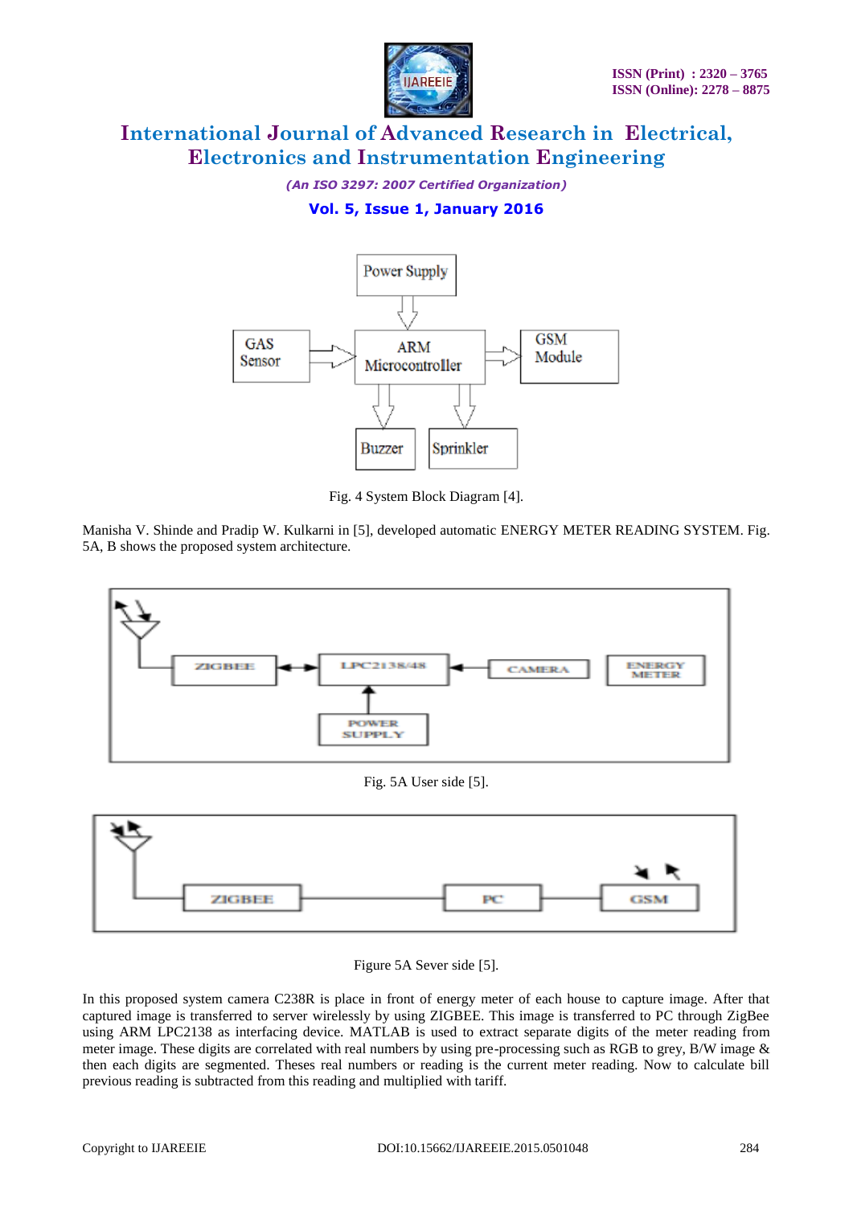Fig. 4 System Block Diagram [4].

Manisha V. Shinde and Pradip W. Kulkarni in [5], developed automatic ENERGY METER READING SYSTEM. Fig. 5A, B shows the proposed system architecture.

Fig. 5A User side [5].

Figure 5A Sever side [5].

In this proposed system camera C238R is place in front of energy meter of each house to capture image. After that captured image is transferred to server wirelessly by using ZIGBEE. This image is transferred to PC through ZigBee using ARM LPC2138 as interfacing device. MATLAB is used to extract separate digits of the meter reading from meter image. These digits are correlated with real numbers by using pre-processing such as RGB to grey, B/W image & then each digits are segmented. Theses real numbers or reading is the current meter reading. Now to calculate bill previous reading is subtracted from this reading and multiplied with tariff.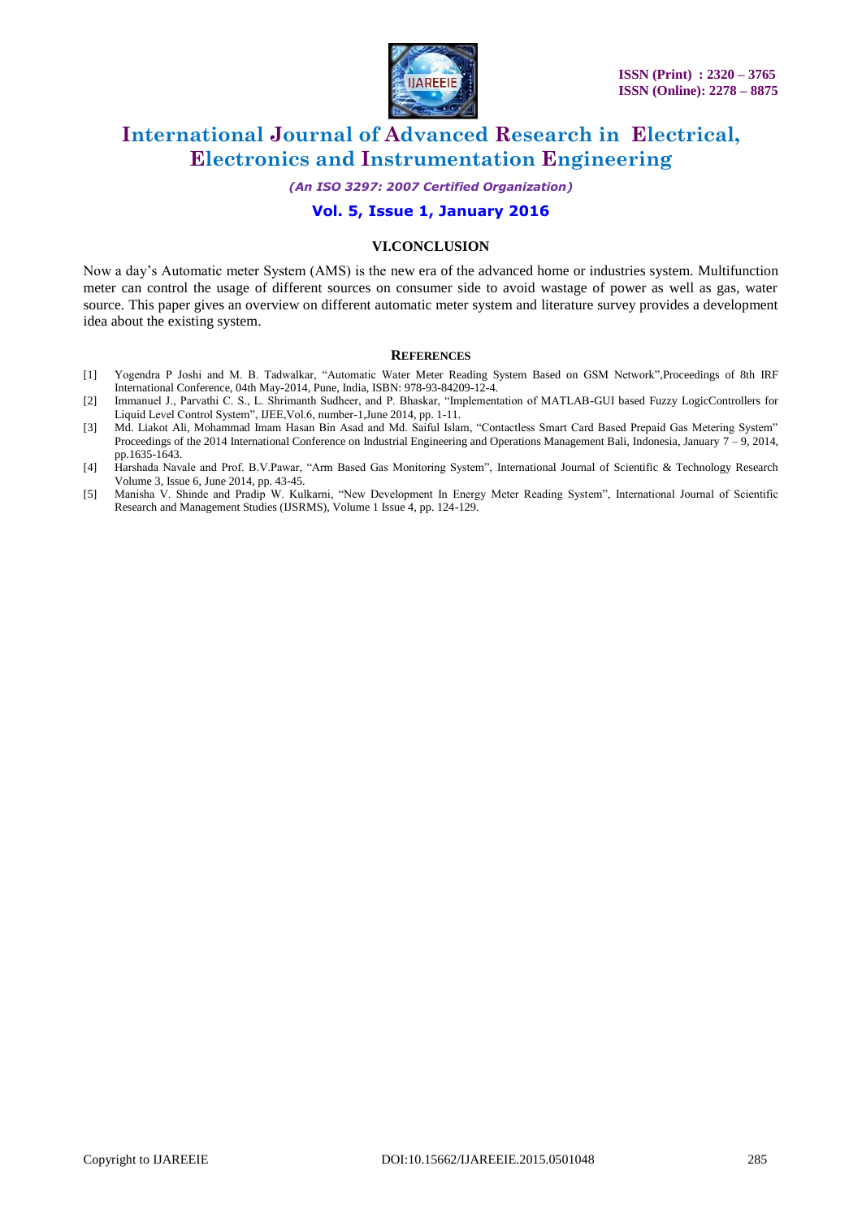## VI.CONCLUSION

Now a day's Automatic meter System (AMS) is the new era of the advanced home or industries system. Multifunction meter can control the usage of different sources on consumer side to avoid wastage of power as well as gas, water source. This paper gives an overview on different automatic meter system and literature survey provides a development idea about the existing system.

## REFERENCES

[1] Yogendra P Joshi and M. B. Tadwalkar, "Automatic Water Meter Reading System Based on GSM Network",Proceedings of 8th IRF International Conference, 04th May-2014, Pune, India, ISBN: 978-93-84209-12-4.

[2] Immanuel J., Parvathi C. S., L. Shrimanth Sudheer, and P. Bhaskar, "Implementation of MATLAB-GUI based Fuzzy LogicControllers for Liquid Level Control System", IJEE,Vol.6, number-1,June 2014, pp. 1-11.

[3] Md. Liakot Ali, Mohammad Imam Hasan Bin Asad and Md. Saiful Islam, "Contactless Smart Card Based Prepaid Gas Metering System" Proceedings of the 2014 International Conference on Industrial Engineering and Operations Management Bali, Indonesia, January 7 – 9, 2014, pp.1635-1643.

[4] Harshada Navale and Prof. B.V.Pawar, "Arm Based Gas Monitoring System", International Journal of Scientific & Technology Research Volume 3, Issue 6, June 2014, pp. 43-45.

[5] Manisha V. Shinde and Pradip W. Kulkarni, "New Development In Energy Meter Reading System", International Journal of Scientific Research and Management Studies (IJSRMS), Volume 1 Issue 4, pp. 124-129.